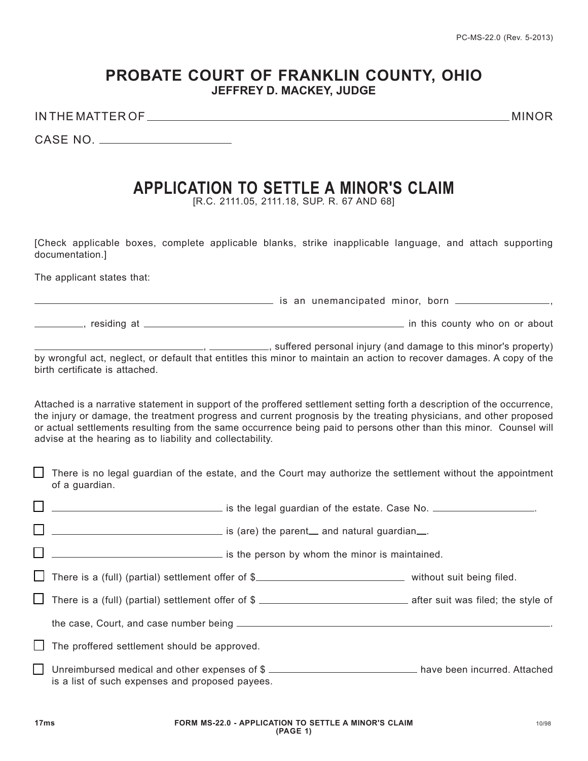PC-MS-22.0 (Rev. 5-2013)

# PROBATE COURT OF FRANKLIN COUNTY, OHIO

**JEFFREY D. MACKEY, JUDGE**

IN THE MATTER OF \_\_\_\_\_\_\_\_\_\_\_\_\_\_\_\_\_\_\_\_\_\_\_\_\_\_\_\_\_\_\_\_\_\_\_\_\_\_\_\_\_\_\_\_\_\_\_\_ MINOR

CASE NO. \_\_\_\_\_\_\_\_\_\_\_\_\_\_\_\_\_\_\_\_

## APPLICATION TO SETTLE A MINOR'S CLAIM

[R.C. 2111.05, 2111.18, SUP. R. 67 AND 68]

[Check applicable boxes, complete applicable blanks, strike inapplicable language, and attach supporting documentation.]

The applicant states that:

\_\_\_\_\_\_\_\_\_\_\_\_\_\_\_\_\_\_\_\_\_\_\_\_\_\_\_\_\_\_\_\_\_\_\_\_\_\_\_\_ is an unemancipated minor, born \_\_\_\_\_\_\_\_\_\_\_\_\_\_\_, \_\_\_\_\_\_\_\_\_, residing at \_\_\_\_\_\_\_\_\_\_\_\_\_\_\_\_\_\_\_\_\_\_\_\_\_\_\_\_\_\_\_\_\_\_\_\_\_\_\_\_\_\_\_\_ in this county who on or about \_\_\_\_\_\_\_\_\_\_\_\_\_\_\_\_\_\_\_\_\_\_\_\_\_\_\_, \_\_\_\_\_\_\_\_\_\_, suffered personal injury (and damage to this minor's property) by wrongful act, neglect, or default that entitles this minor to maintain an action to recover damages. A copy of the birth certificate is attached.

Attached is a narrative statement in support of the proffered settlement setting forth a description of the occurrence, the injury or damage, the treatment progress and current prognosis by the treating physicians, and other proposed or actual settlements resulting from the same occurrence being paid to persons other than this minor. Counsel will advise at the hearing as to liability and collectability.

☐ There is no legal guardian of the estate, and the Court may authorize the settlement without the appointment of a guardian.

☐ \_\_\_\_\_\_\_\_\_\_\_\_\_\_\_\_\_\_\_\_\_\_\_\_\_\_\_\_\_\_\_\_ is the legal guardian of the estate. Case No. \_\_\_\_\_\_\_\_\_\_\_\_\_\_\_\_\_\_.

☐ \_\_\_\_\_\_\_\_\_\_\_\_\_\_\_\_\_\_\_\_\_\_\_\_\_\_\_\_\_\_\_\_ is (are) the parent\_\_ and natural guardian\_\_.

☐ \_\_\_\_\_\_\_\_\_\_\_\_\_\_\_\_\_\_\_\_\_\_\_\_\_\_\_\_\_\_\_\_ is the person by whom the minor is maintained.

☐ There is a (full) (partial) settlement offer of $\_\_\_\_\_\_\_\_\_\_\_\_\_\_\_\_\_\_\_\_\_\_\_\_\_\_ without suit being filed.

☐ There is a (full) (partial) settlement offer of $ \_\_\_\_\_\_\_\_\_\_\_\_\_\_\_\_\_\_\_\_\_\_\_\_\_\_ after suit was filed; the style of the case, Court, and case number being \_\_\_\_\_\_\_\_\_\_\_\_\_\_\_\_\_\_\_\_\_\_\_\_\_\_\_\_\_\_\_\_\_\_\_\_\_\_\_\_\_\_\_\_\_\_\_\_.

☐ The proffered settlement should be approved.

☐ Unreimbursed medical and other expenses of $ \_\_\_\_\_\_\_\_\_\_\_\_\_\_\_\_\_\_\_\_\_\_\_\_\_\_ have been incurred. Attached is a list of such expenses and proposed payees.

17ms — FORM MS-22.0 - APPLICATION TO SETTLE A MINOR'S CLAIM (PAGE 1) — 10/98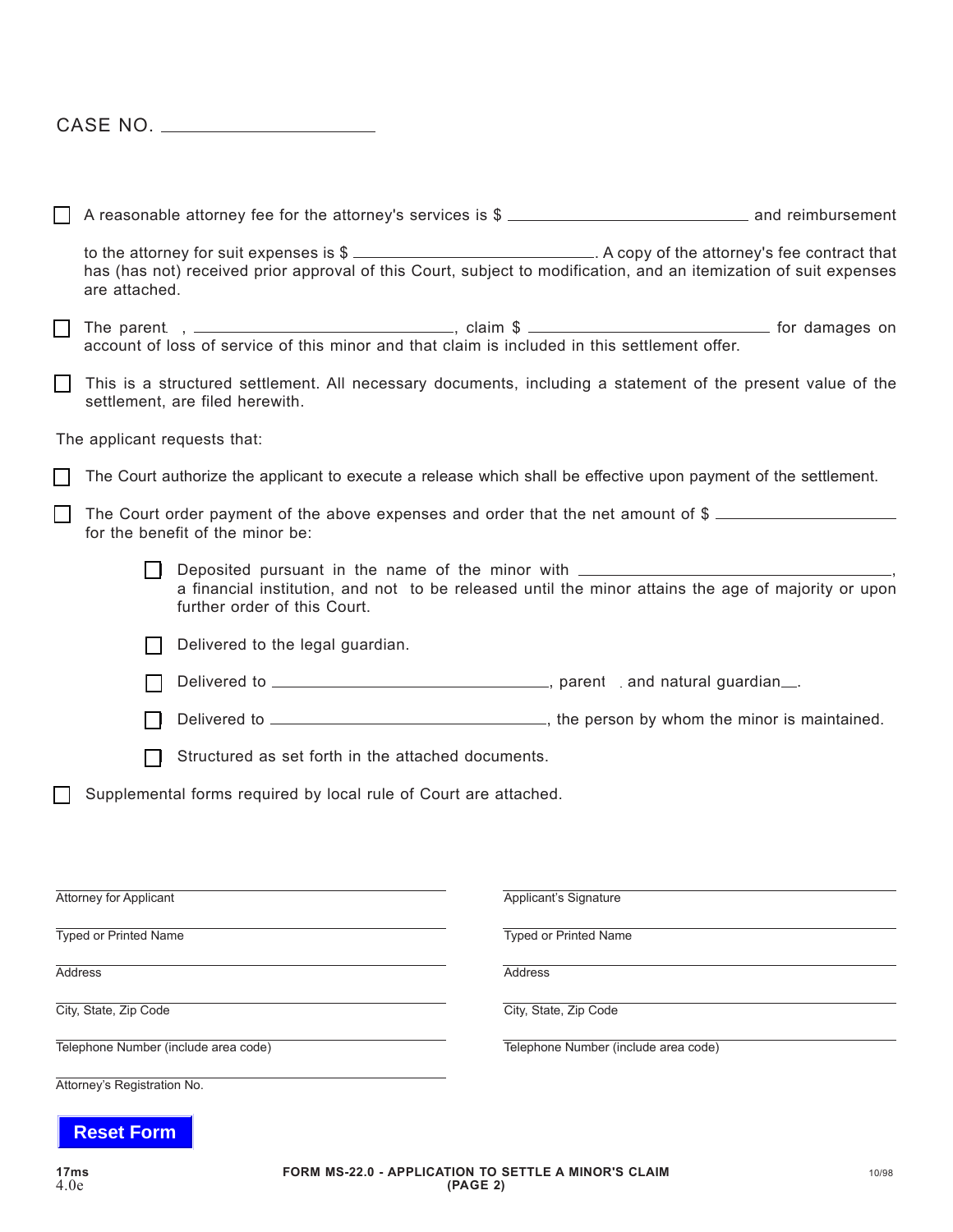CASE NO. ______________________

☐ A reasonable attorney fee for the attorney's services is $ ______________________ and reimbursement to the attorney for suit expenses is $ ______________________. A copy of the attorney's fee contract that has (has not) received prior approval of this Court, subject to modification, and an itemization of suit expenses are attached.

☐ The parent , ______________________, claim $ ______________________ for damages on account of loss of service of this minor and that claim is included in this settlement offer.

☐ This is a structured settlement. All necessary documents, including a statement of the present value of the settlement, are filed herewith.

The applicant requests that:

☐ The Court authorize the applicant to execute a release which shall be effective upon payment of the settlement.

☐ The Court order payment of the above expenses and order that the net amount of $ ______________ for the benefit of the minor be:

- ☐ Deposited pursuant in the name of the minor with ______________________, a financial institution, and not to be released until the minor attains the age of majority or upon further order of this Court.
- ☐ Delivered to the legal guardian.
- ☐ Delivered to ______________________, parent . and natural guardian__.
- ☐ Delivered to ______________________, the person by whom the minor is maintained.
- ☐ Structured as set forth in the attached documents.

☐ Supplemental forms required by local rule of Court are attached.

______________________
Attorney for Applicant

______________________
Typed or Printed Name

______________________
Address

______________________
City, State, Zip Code

______________________
Telephone Number (include area code)

______________________
Attorney's Registration No.

______________________
Applicant's Signature

______________________
Typed or Printed Name

______________________
Address

______________________
City, State, Zip Code

______________________
Telephone Number (include area code)

Reset Form

17ms 4.0e — FORM MS-22.0 - APPLICATION TO SETTLE A MINOR'S CLAIM (PAGE 2) — 10/98